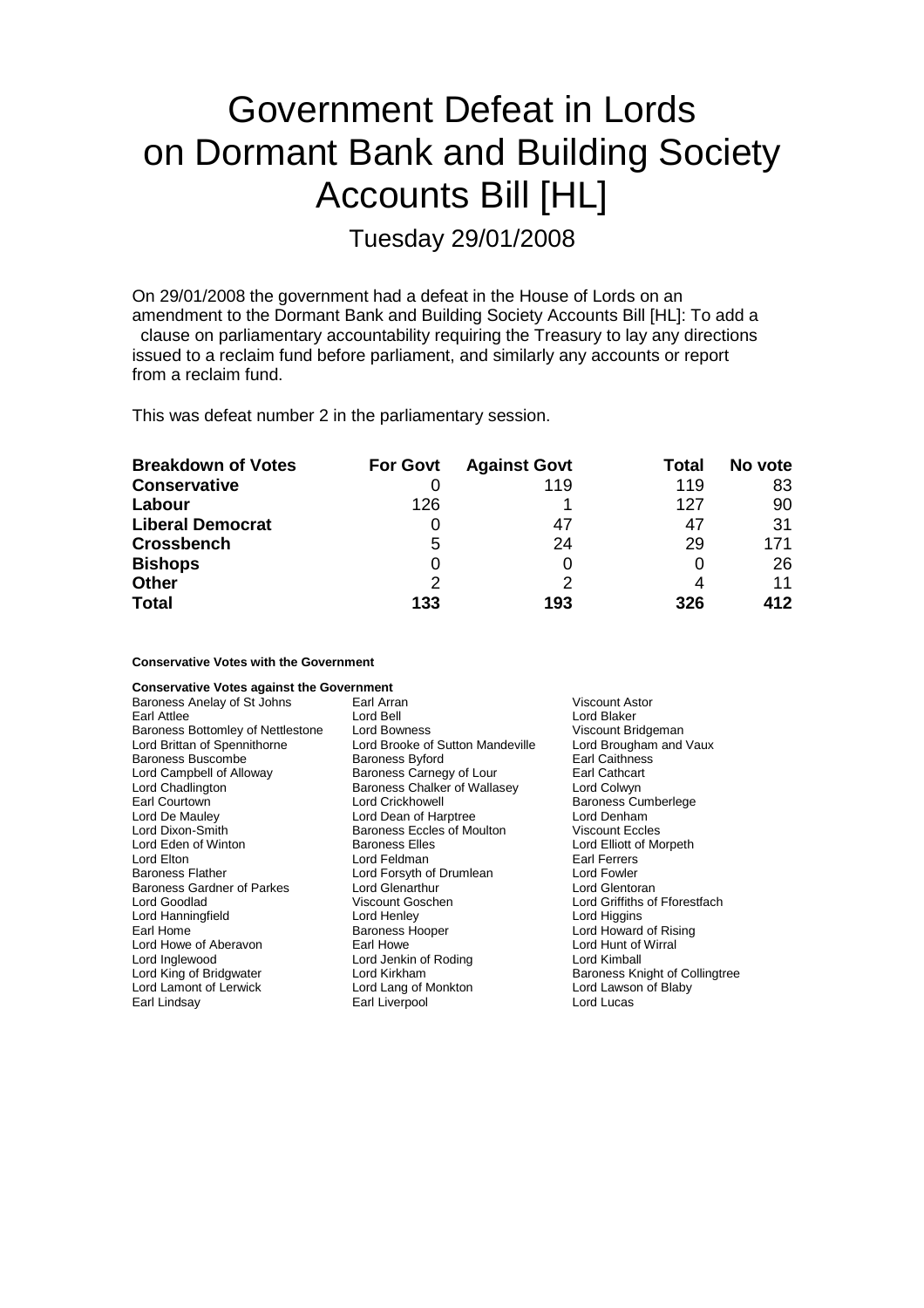# Government Defeat in Lords on Dormant Bank and Building Society Accounts Bill [HL]

Tuesday 29/01/2008

On 29/01/2008 the government had a defeat in the House of Lords on an amendment to the Dormant Bank and Building Society Accounts Bill [HL]: To add a clause on parliamentary accountability requiring the Treasury to lay any directions issued to a reclaim fund before parliament, and similarly any accounts or report from a reclaim fund.

This was defeat number 2 in the parliamentary session.

| Breakdown of Votes | For Govt | Against Govt | Total | No vote |
|---|---|---|---|---|
| **Conservative** | 0 | 119 | 119 | 83 |
| **Labour** | 126 | 1 | 127 | 90 |
| **Liberal Democrat** | 0 | 47 | 47 | 31 |
| **Crossbench** | 5 | 24 | 29 | 171 |
| **Bishops** | 0 | 0 | 0 | 26 |
| **Other** | 2 | 2 | 4 | 11 |
| **Total** | **133** | **193** | **326** | **412** |

**Conservative Votes with the Government**

**Conservative Votes against the Government**

| | | |
|---|---|---|
| Baroness Anelay of St Johns | Earl Arran | Viscount Astor |
| Earl Attlee | Lord Bell | Lord Blaker |
| Baroness Bottomley of Nettlestone | Lord Bowness | Viscount Bridgeman |
| Lord Brittan of Spennithorne | Lord Brooke of Sutton Mandeville | Lord Brougham and Vaux |
| Baroness Buscombe | Baroness Byford | Earl Caithness |
| Lord Campbell of Alloway | Baroness Carnegy of Lour | Earl Cathcart |
| Lord Chadlington | Baroness Chalker of Wallasey | Lord Colwyn |
| Earl Courtown | Lord Crickhowell | Baroness Cumberlege |
| Lord De Mauley | Lord Dean of Harptree | Lord Denham |
| Lord Dixon-Smith | Baroness Eccles of Moulton | Viscount Eccles |
| Lord Eden of Winton | Baroness Elles | Lord Elliott of Morpeth |
| Lord Elton | Lord Feldman | Earl Ferrers |
| Baroness Flather | Lord Forsyth of Drumlean | Lord Fowler |
| Baroness Gardner of Parkes | Lord Glenarthur | Lord Glentoran |
| Lord Goodlad | Viscount Goschen | Lord Griffiths of Fforestfach |
| Lord Hanningfield | Lord Henley | Lord Higgins |
| Earl Home | Baroness Hooper | Lord Howard of Rising |
| Lord Howe of Aberavon | Earl Howe | Lord Hunt of Wirral |
| Lord Inglewood | Lord Jenkin of Roding | Lord Kimball |
| Lord King of Bridgwater | Lord Kirkham | Baroness Knight of Collingtree |
| Lord Lamont of Lerwick | Lord Lang of Monkton | Lord Lawson of Blaby |
| Earl Lindsay | Earl Liverpool | Lord Lucas |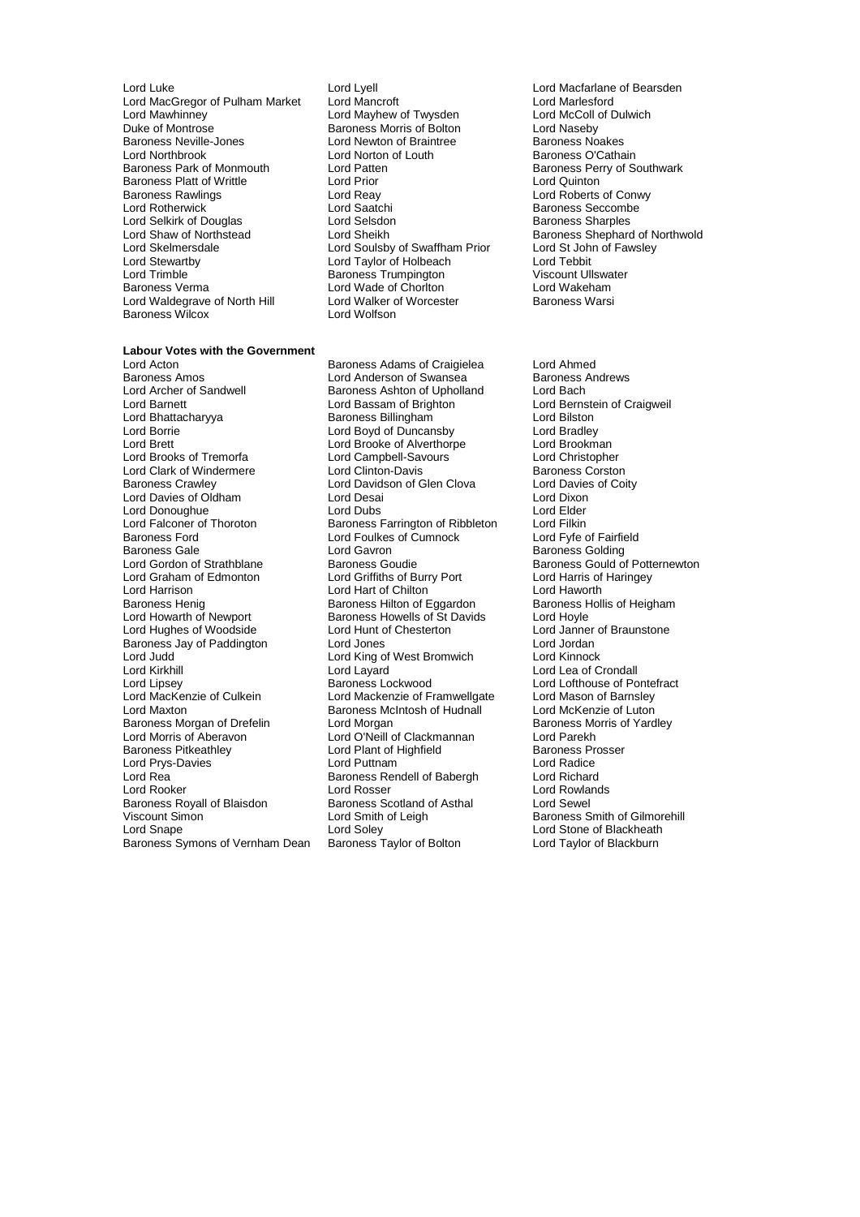Lord Luke
Lord Lyell
Lord Macfarlane of Bearsden
Lord MacGregor of Pulham Market
Lord Mancroft
Lord Marlesford
Lord Mawhinney
Lord Mayhew of Twysden
Lord McColl of Dulwich
Duke of Montrose
Baroness Morris of Bolton
Lord Naseby
Baroness Neville-Jones
Lord Newton of Braintree
Baroness Noakes
Lord Northbrook
Lord Norton of Louth
Baroness O'Cathain
Baroness Park of Monmouth
Lord Patten
Baroness Perry of Southwark
Baroness Platt of Writtle
Lord Prior
Lord Quinton
Baroness Rawlings
Lord Reay
Lord Roberts of Conwy
Lord Rotherwick
Lord Saatchi
Baroness Seccombe
Lord Selkirk of Douglas
Lord Selsdon
Baroness Sharples
Lord Shaw of Northstead
Lord Sheikh
Baroness Shephard of Northwold
Lord Skelmersdale
Lord Soulsby of Swaffham Prior
Lord St John of Fawsley
Lord Stewartby
Lord Taylor of Holbeach
Lord Tebbit
Lord Trimble
Baroness Trumpington
Viscount Ullswater
Baroness Verma
Lord Wade of Chorlton
Lord Wakeham
Lord Waldegrave of North Hill
Lord Walker of Worcester
Baroness Warsi
Baroness Wilcox
Lord Wolfson

**Labour Votes with the Government**

Lord Acton
Baroness Adams of Craigielea
Lord Ahmed
Baroness Amos
Lord Anderson of Swansea
Baroness Andrews
Lord Archer of Sandwell
Baroness Ashton of Upholland
Lord Bach
Lord Barnett
Lord Bassam of Brighton
Lord Bernstein of Craigweil
Lord Bhattacharyya
Baroness Billingham
Lord Bilston
Lord Borrie
Lord Boyd of Duncansby
Lord Bradley
Lord Brett
Lord Brooke of Alverthorpe
Lord Brookman
Lord Brooks of Tremorfa
Lord Campbell-Savours
Lord Christopher
Lord Clark of Windermere
Lord Clinton-Davis
Baroness Corston
Baroness Crawley
Lord Davidson of Glen Clova
Lord Davies of Coity
Lord Davies of Oldham
Lord Desai
Lord Dixon
Lord Donoughue
Lord Dubs
Lord Elder
Lord Falconer of Thoroton
Baroness Farrington of Ribbleton
Lord Filkin
Baroness Ford
Lord Foulkes of Cumnock
Lord Fyfe of Fairfield
Baroness Gale
Lord Gavron
Baroness Golding
Lord Gordon of Strathblane
Baroness Goudie
Baroness Gould of Potternewton
Lord Graham of Edmonton
Lord Griffiths of Burry Port
Lord Harris of Haringey
Lord Harrison
Lord Hart of Chilton
Lord Haworth
Baroness Henig
Baroness Hilton of Eggardon
Baroness Hollis of Heigham
Lord Howarth of Newport
Baroness Howells of St Davids
Lord Hoyle
Lord Hughes of Woodside
Lord Hunt of Chesterton
Lord Janner of Braunstone
Baroness Jay of Paddington
Lord Jones
Lord Jordan
Lord Judd
Lord King of West Bromwich
Lord Kinnock
Lord Kirkhill
Lord Layard
Lord Lea of Crondall
Lord Lipsey
Baroness Lockwood
Lord Lofthouse of Pontefract
Lord MacKenzie of Culkein
Lord Mackenzie of Framwellgate
Lord Mason of Barnsley
Lord Maxton
Baroness McIntosh of Hudnall
Lord McKenzie of Luton
Baroness Morgan of Drefelin
Lord Morgan
Baroness Morris of Yardley
Lord Morris of Aberavon
Lord O'Neill of Clackmannan
Lord Parekh
Baroness Pitkeathley
Lord Plant of Highfield
Baroness Prosser
Lord Prys-Davies
Lord Puttnam
Lord Radice
Lord Rea
Baroness Rendell of Babergh
Lord Richard
Lord Rooker
Lord Rosser
Lord Rowlands
Baroness Royall of Blaisdon
Baroness Scotland of Asthal
Lord Sewel
Viscount Simon
Lord Smith of Leigh
Baroness Smith of Gilmorehill
Lord Snape
Lord Soley
Lord Stone of Blackheath
Baroness Symons of Vernham Dean
Baroness Taylor of Bolton
Lord Taylor of Blackburn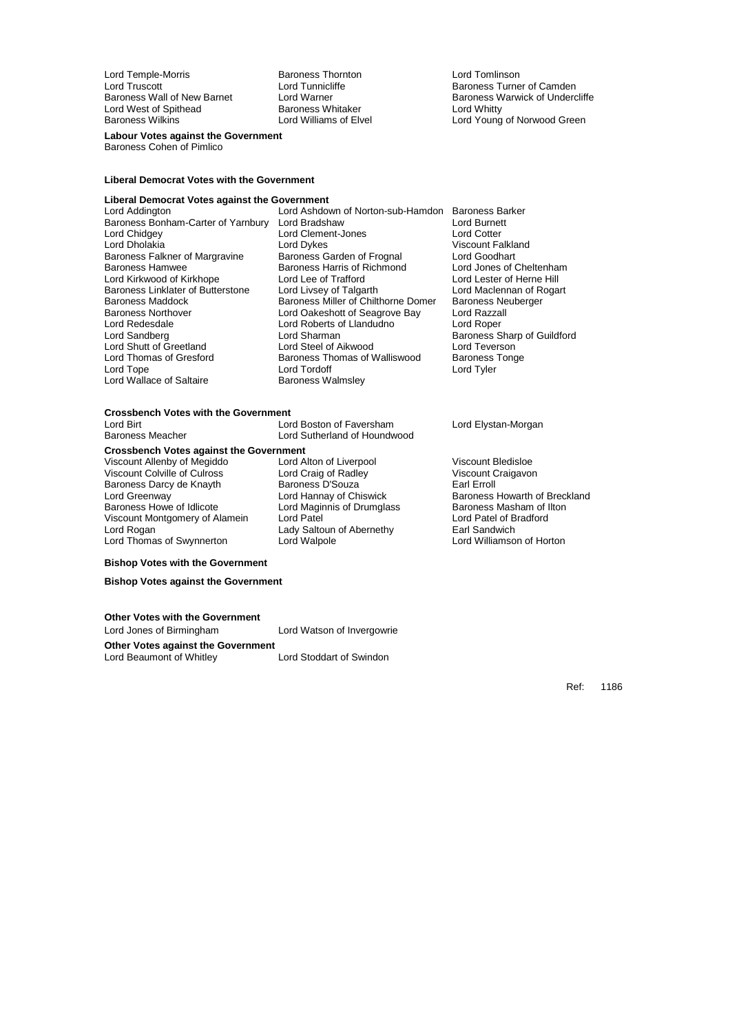Lord Temple-Morris
Baroness Thornton
Lord Tomlinson
Lord Truscott
Lord Tunnicliffe
Baroness Turner of Camden
Baroness Wall of New Barnet
Lord Warner
Baroness Warwick of Undercliffe
Lord West of Spithead
Baroness Whitaker
Lord Whitty
Baroness Wilkins
Lord Williams of Elvel
Lord Young of Norwood Green

**Labour Votes against the Government**

Baroness Cohen of Pimlico

**Liberal Democrat Votes with the Government**

**Liberal Democrat Votes against the Government**

Lord Addington
Lord Ashdown of Norton-sub-Hamdon
Baroness Barker
Baroness Bonham-Carter of Yarnbury
Lord Bradshaw
Lord Burnett
Lord Chidgey
Lord Clement-Jones
Lord Cotter
Lord Dholakia
Lord Dykes
Viscount Falkland
Baroness Falkner of Margravine
Baroness Garden of Frognal
Lord Goodhart
Baroness Hamwee
Baroness Harris of Richmond
Lord Jones of Cheltenham
Lord Kirkwood of Kirkhope
Lord Lee of Trafford
Lord Lester of Herne Hill
Baroness Linklater of Butterstone
Lord Livsey of Talgarth
Lord Maclennan of Rogart
Baroness Maddock
Baroness Miller of Chilthorne Domer
Baroness Neuberger
Baroness Northover
Lord Oakeshott of Seagrove Bay
Lord Razzall
Lord Redesdale
Lord Roberts of Llandudno
Lord Roper
Lord Sandberg
Lord Sharman
Baroness Sharp of Guildford
Lord Shutt of Greetland
Lord Steel of Aikwood
Lord Teverson
Lord Thomas of Gresford
Baroness Thomas of Walliswood
Baroness Tonge
Lord Tope
Lord Tordoff
Lord Tyler
Lord Wallace of Saltaire
Baroness Walmsley

**Crossbench Votes with the Government**

Lord Birt
Lord Boston of Faversham
Lord Elystan-Morgan
Baroness Meacher
Lord Sutherland of Houndwood

**Crossbench Votes against the Government**

Viscount Allenby of Megiddo
Lord Alton of Liverpool
Viscount Bledisloe
Viscount Colville of Culross
Lord Craig of Radley
Viscount Craigavon
Baroness Darcy de Knayth
Baroness D'Souza
Earl Erroll
Lord Greenway
Lord Hannay of Chiswick
Baroness Howarth of Breckland
Baroness Howe of Idlicote
Lord Maginnis of Drumglass
Baroness Masham of Ilton
Viscount Montgomery of Alamein
Lord Patel
Lord Patel of Bradford
Lord Rogan
Lady Saltoun of Abernethy
Earl Sandwich
Lord Thomas of Swynnerton
Lord Walpole
Lord Williamson of Horton

**Bishop Votes with the Government**

**Bishop Votes against the Government**

**Other Votes with the Government**

Lord Jones of Birmingham
Lord Watson of Invergowrie

**Other Votes against the Government**

Lord Beaumont of Whitley
Lord Stoddart of Swindon

Ref: 1186